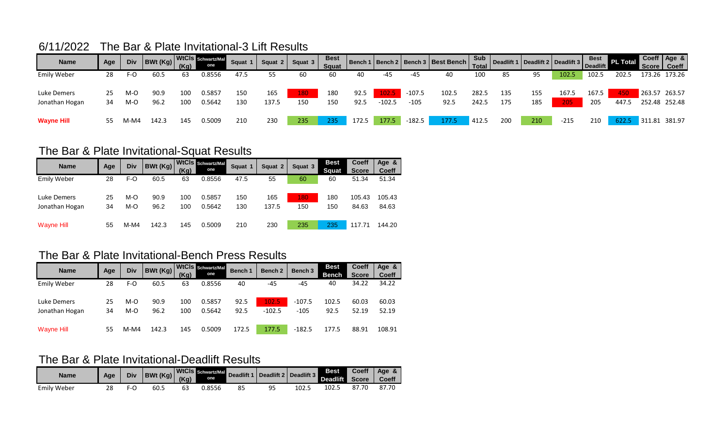## 6/11/2022 The Bar & Plate Invitational-3 Lift Results

| Name | Age | Div | BWt (Kg) | WtCls (Kg) | Schwartz/Malone | Squat 1 | Squat 2 | Squat 3 | Best Squat | Bench 1 | Bench 2 | Bench 3 | Best Bench | Sub Total | Deadlift 1 | Deadlift 2 | Deadlift 3 | Best Deadlift | PL Total | Coeff Score | Age & Coeff |
|---|---|---|---|---|---|---|---|---|---|---|---|---|---|---|---|---|---|---|---|---|---|
| Emily Weber | 28 | F-O | 60.5 | 63 | 0.8556 | 47.5 | 55 | 60 | 60 | 40 | -45 | -45 | 40 | 100 | 85 | 95 | 102.5 | 102.5 | 202.5 | 173.26 | 173.26 |
| Luke Demers | 25 | M-O | 90.9 | 100 | 0.5857 | 150 | 165 | 180 | 180 | 92.5 | 102.5 | -107.5 | 102.5 | 282.5 | 135 | 155 | 167.5 | 167.5 | 450 | 263.57 | 263.57 |
| Jonathan Hogan | 34 | M-O | 96.2 | 100 | 0.5642 | 130 | 137.5 | 150 | 150 | 92.5 | -102.5 | -105 | 92.5 | 242.5 | 175 | 185 | 205 | 205 | 447.5 | 252.48 | 252.48 |
| **Wayne Hill** | 55 | M-M4 | 142.3 | 145 | 0.5009 | 210 | 230 | 235 | 235 | 172.5 | 177.5 | -182.5 | 177.5 | 412.5 | 200 | 210 | -215 | 210 | 622.5 | 311.81 | 381.97 |

## The Bar & Plate Invitational-Squat Results

| Name | Age | Div | BWt (Kg) | WtCls (Kg) | Schwartz/Malone | Squat 1 | Squat 2 | Squat 3 | Best Squat | Coeff Score | Age & Coeff |
|---|---|---|---|---|---|---|---|---|---|---|---|
| Emily Weber | 28 | F-O | 60.5 | 63 | 0.8556 | 47.5 | 55 | 60 | 60 | 51.34 | 51.34 |
| Luke Demers | 25 | M-O | 90.9 | 100 | 0.5857 | 150 | 165 | 180 | 180 | 105.43 | 105.43 |
| Jonathan Hogan | 34 | M-O | 96.2 | 100 | 0.5642 | 130 | 137.5 | 150 | 150 | 84.63 | 84.63 |
| Wayne Hill | 55 | M-M4 | 142.3 | 145 | 0.5009 | 210 | 230 | 235 | 235 | 117.71 | 144.20 |

## The Bar & Plate Invitational-Bench Press Results

| Name | Age | Div | BWt (Kg) | WtCls (Kg) | Schwartz/Malone | Bench 1 | Bench 2 | Bench 3 | Best Bench | Coeff Score | Age & Coeff |
|---|---|---|---|---|---|---|---|---|---|---|---|
| Emily Weber | 28 | F-O | 60.5 | 63 | 0.8556 | 40 | -45 | -45 | 40 | 34.22 | 34.22 |
| Luke Demers | 25 | M-O | 90.9 | 100 | 0.5857 | 92.5 | 102.5 | -107.5 | 102.5 | 60.03 | 60.03 |
| Jonathan Hogan | 34 | M-O | 96.2 | 100 | 0.5642 | 92.5 | -102.5 | -105 | 92.5 | 52.19 | 52.19 |
| Wayne Hill | 55 | M-M4 | 142.3 | 145 | 0.5009 | 172.5 | 177.5 | -182.5 | 177.5 | 88.91 | 108.91 |

## The Bar & Plate Invitational-Deadlift Results

| Name | Age | Div | BWt (Kg) | WtCls (Kg) | Schwartz/Malone | Deadlift 1 | Deadlift 2 | Deadlift 3 | Best Deadlift | Coeff Score | Age & Coeff |
|---|---|---|---|---|---|---|---|---|---|---|---|
| Emily Weber | 28 | F-O | 60.5 | 63 | 0.8556 | 85 | 95 | 102.5 | 102.5 | 87.70 | 87.70 |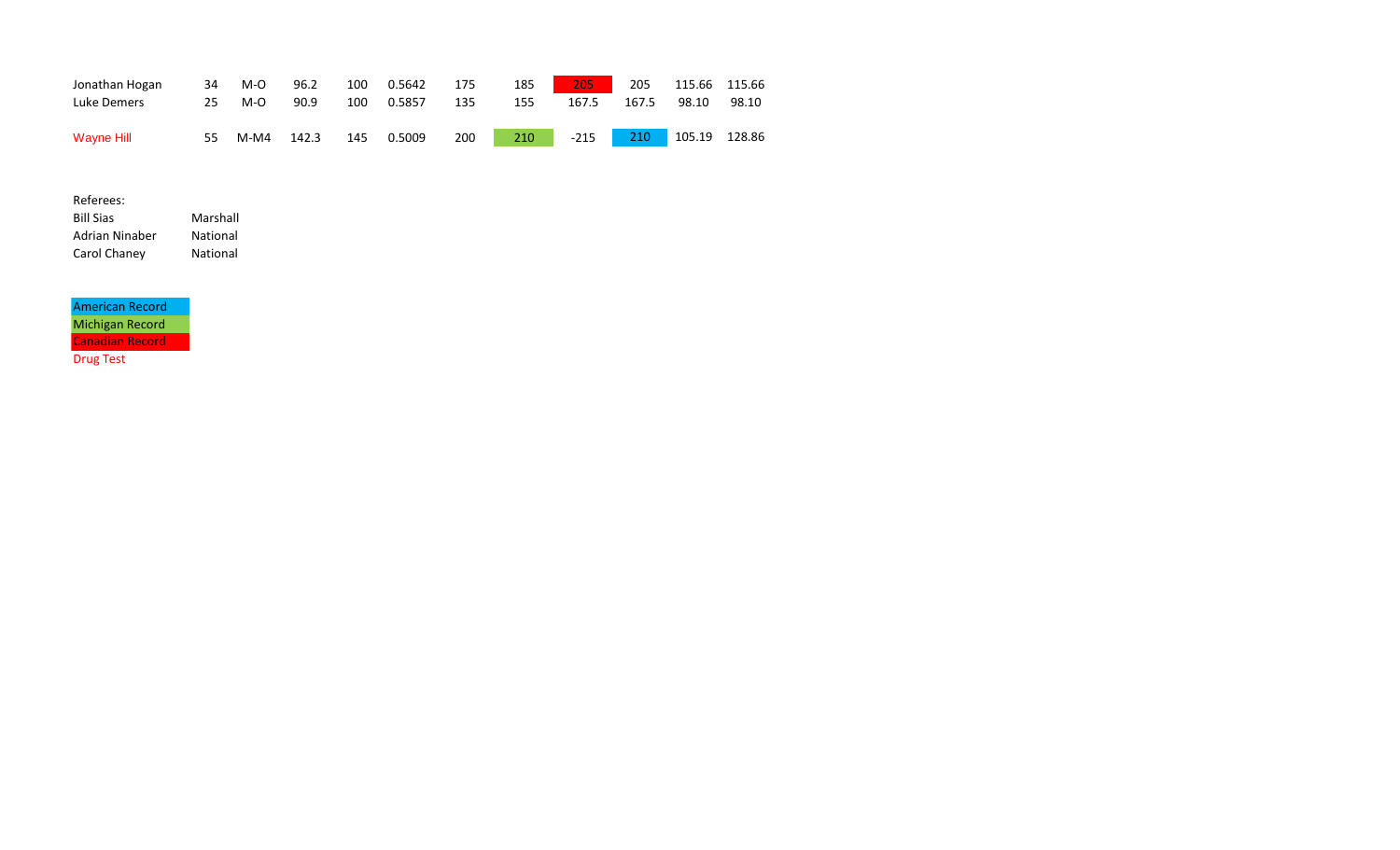| | | | | | | | | | | | | |
|---|---|---|---|---|---|---|---|---|---|---|---|---|
| Jonathan Hogan | 34 | M-O | 96.2 | 100 | 0.5642 | 175 | 185 | 205 | 205 | 115.66 | 115.66 |
| Luke Demers | 25 | M-O | 90.9 | 100 | 0.5857 | 135 | 155 | 167.5 | 167.5 | 98.10 | 98.10 |
| | | | | | | | | | | | |
| Wayne Hill | 55 | M-M4 | 142.3 | 145 | 0.5009 | 200 | 210 | -215 | 210 | 105.19 | 128.86 |

Referees:

| | |
|---|---|
| Bill Sias | Marshall |
| Adrian Ninaber | National |
| Carol Chaney | National |

American Record
Michigan Record
Canadian Record
Drug Test